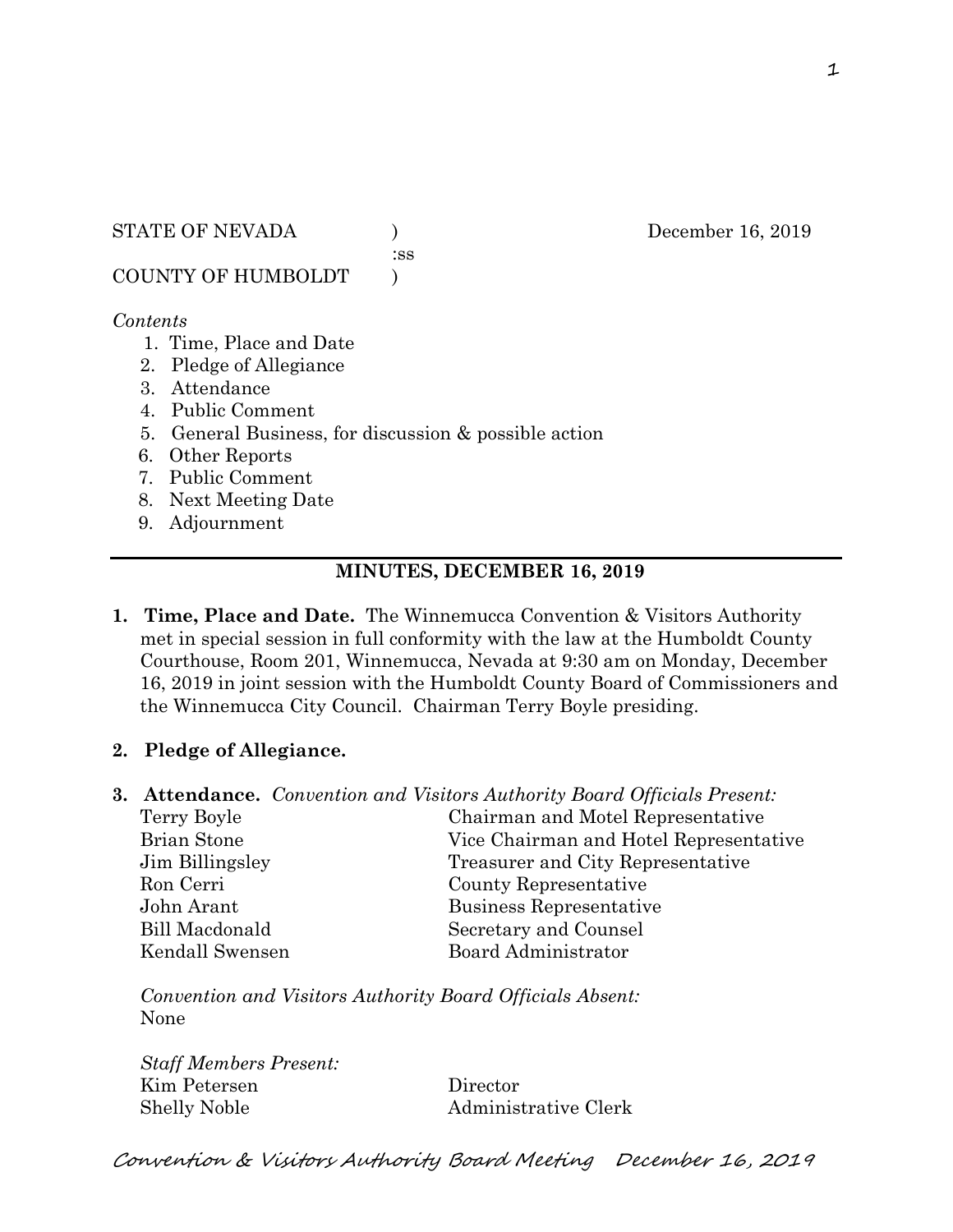STATE OF NEVADA ) December 16, 2019
:ss
COUNTY OF HUMBOLDT )

*Contents*

1. Time, Place and Date
2. Pledge of Allegiance
3. Attendance
4. Public Comment
5. General Business, for discussion & possible action
6. Other Reports
7. Public Comment
8. Next Meeting Date
9. Adjournment

---

## MINUTES, DECEMBER 16, 2019

**1. Time, Place and Date.** The Winnemucca Convention & Visitors Authority met in special session in full conformity with the law at the Humboldt County Courthouse, Room 201, Winnemucca, Nevada at 9:30 am on Monday, December 16, 2019 in joint session with the Humboldt County Board of Commissioners and the Winnemucca City Council. Chairman Terry Boyle presiding.

**2. Pledge of Allegiance.**

**3. Attendance.** *Convention and Visitors Authority Board Officials Present:*

| | |
|---|---|
| Terry Boyle | Chairman and Motel Representative |
| Brian Stone | Vice Chairman and Hotel Representative |
| Jim Billingsley | Treasurer and City Representative |
| Ron Cerri | County Representative |
| John Arant | Business Representative |
| Bill Macdonald | Secretary and Counsel |
| Kendall Swensen | Board Administrator |

*Convention and Visitors Authority Board Officials Absent:*
None

*Staff Members Present:*

| | |
|---|---|
| Kim Petersen | Director |
| Shelly Noble | Administrative Clerk |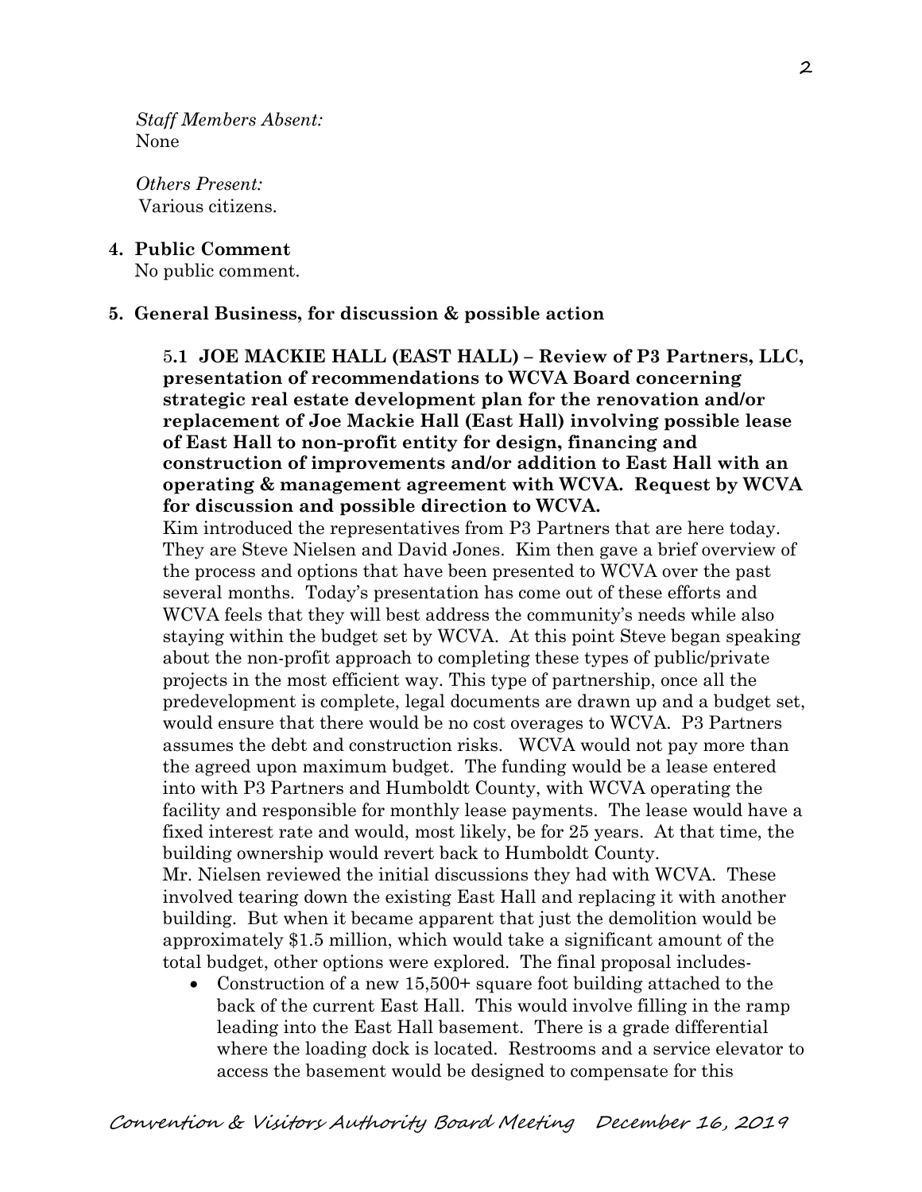*Staff Members Absent:*
None

*Others Present:*
Various citizens.

**4. Public Comment**
No public comment.

**5. General Business, for discussion & possible action**

**5.1 JOE MACKIE HALL (EAST HALL) – Review of P3 Partners, LLC, presentation of recommendations to WCVA Board concerning strategic real estate development plan for the renovation and/or replacement of Joe Mackie Hall (East Hall) involving possible lease of East Hall to non-profit entity for design, financing and construction of improvements and/or addition to East Hall with an operating & management agreement with WCVA. Request by WCVA for discussion and possible direction to WCVA.**

Kim introduced the representatives from P3 Partners that are here today. They are Steve Nielsen and David Jones. Kim then gave a brief overview of the process and options that have been presented to WCVA over the past several months. Today's presentation has come out of these efforts and WCVA feels that they will best address the community's needs while also staying within the budget set by WCVA. At this point Steve began speaking about the non-profit approach to completing these types of public/private projects in the most efficient way. This type of partnership, once all the predevelopment is complete, legal documents are drawn up and a budget set, would ensure that there would be no cost overages to WCVA. P3 Partners assumes the debt and construction risks. WCVA would not pay more than the agreed upon maximum budget. The funding would be a lease entered into with P3 Partners and Humboldt County, with WCVA operating the facility and responsible for monthly lease payments. The lease would have a fixed interest rate and would, most likely, be for 25 years. At that time, the building ownership would revert back to Humboldt County.

Mr. Nielsen reviewed the initial discussions they had with WCVA. These involved tearing down the existing East Hall and replacing it with another building. But when it became apparent that just the demolition would be approximately $1.5 million, which would take a significant amount of the total budget, other options were explored. The final proposal includes-

- Construction of a new 15,500+ square foot building attached to the back of the current East Hall. This would involve filling in the ramp leading into the East Hall basement. There is a grade differential where the loading dock is located. Restrooms and a service elevator to access the basement would be designed to compensate for this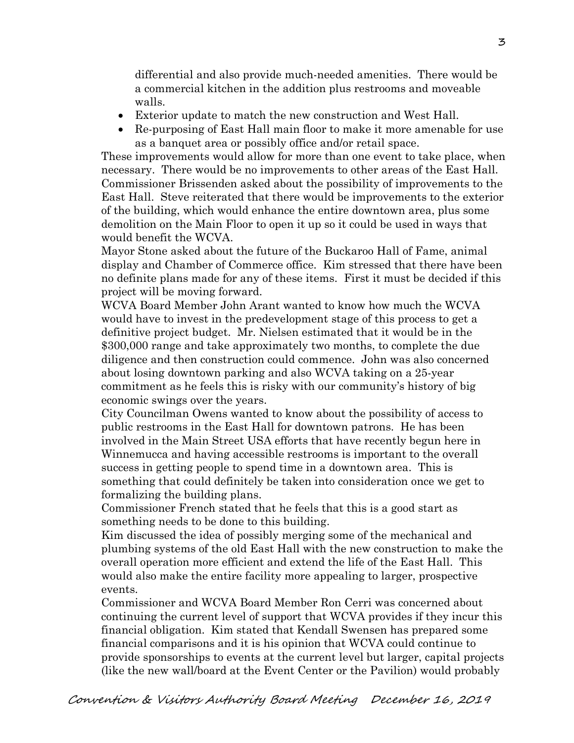differential and also provide much-needed amenities. There would be a commercial kitchen in the addition plus restrooms and moveable walls.

- Exterior update to match the new construction and West Hall.
- Re-purposing of East Hall main floor to make it more amenable for use as a banquet area or possibly office and/or retail space.

These improvements would allow for more than one event to take place, when necessary. There would be no improvements to other areas of the East Hall. Commissioner Brissenden asked about the possibility of improvements to the East Hall. Steve reiterated that there would be improvements to the exterior of the building, which would enhance the entire downtown area, plus some demolition on the Main Floor to open it up so it could be used in ways that would benefit the WCVA.

Mayor Stone asked about the future of the Buckaroo Hall of Fame, animal display and Chamber of Commerce office. Kim stressed that there have been no definite plans made for any of these items. First it must be decided if this project will be moving forward.

WCVA Board Member John Arant wanted to know how much the WCVA would have to invest in the predevelopment stage of this process to get a definitive project budget. Mr. Nielsen estimated that it would be in the $300,000 range and take approximately two months, to complete the due diligence and then construction could commence. John was also concerned about losing downtown parking and also WCVA taking on a 25-year commitment as he feels this is risky with our community's history of big economic swings over the years.

City Councilman Owens wanted to know about the possibility of access to public restrooms in the East Hall for downtown patrons. He has been involved in the Main Street USA efforts that have recently begun here in Winnemucca and having accessible restrooms is important to the overall success in getting people to spend time in a downtown area. This is something that could definitely be taken into consideration once we get to formalizing the building plans.

Commissioner French stated that he feels that this is a good start as something needs to be done to this building.

Kim discussed the idea of possibly merging some of the mechanical and plumbing systems of the old East Hall with the new construction to make the overall operation more efficient and extend the life of the East Hall. This would also make the entire facility more appealing to larger, prospective events.

Commissioner and WCVA Board Member Ron Cerri was concerned about continuing the current level of support that WCVA provides if they incur this financial obligation. Kim stated that Kendall Swensen has prepared some financial comparisons and it is his opinion that WCVA could continue to provide sponsorships to events at the current level but larger, capital projects (like the new wall/board at the Event Center or the Pavilion) would probably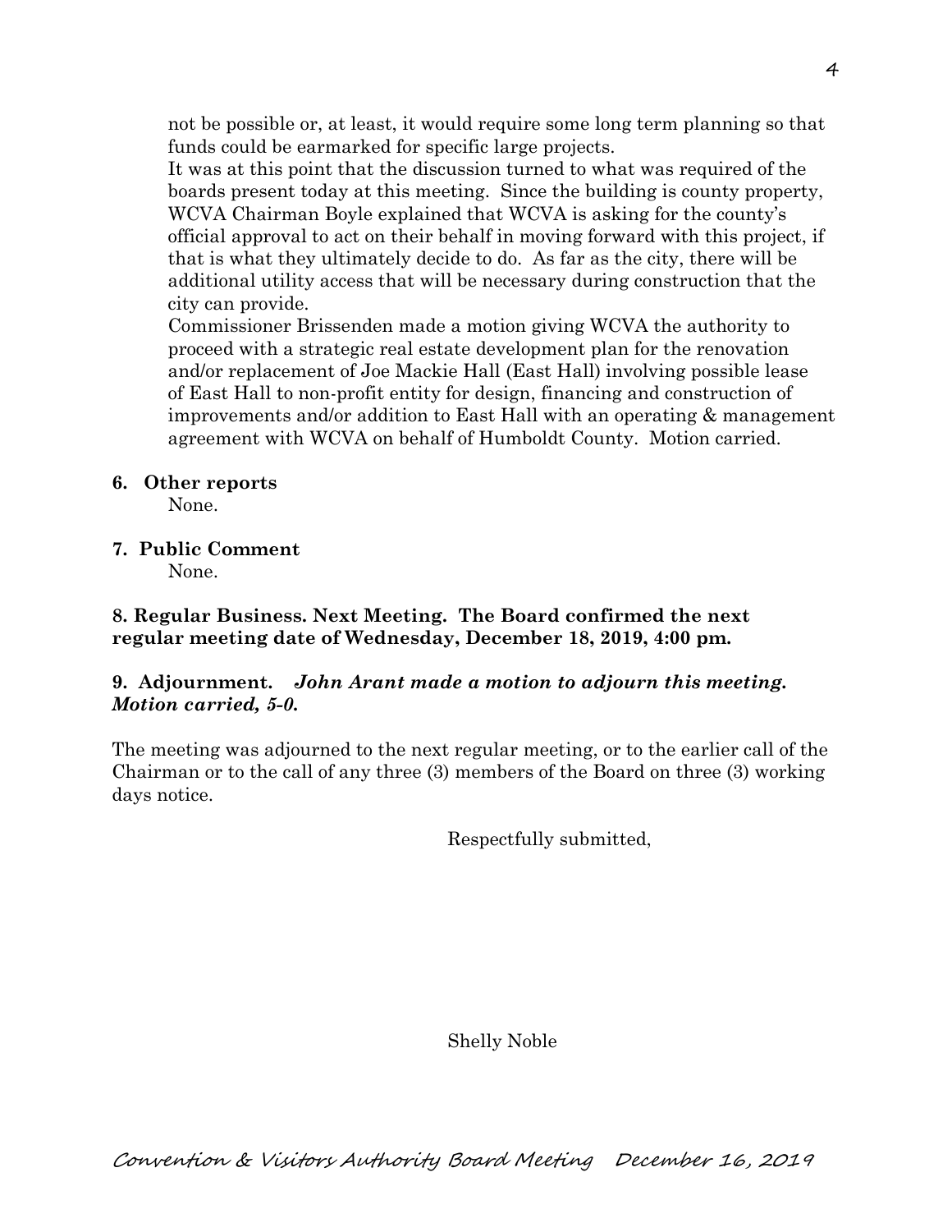not be possible or, at least, it would require some long term planning so that funds could be earmarked for specific large projects.

It was at this point that the discussion turned to what was required of the boards present today at this meeting. Since the building is county property, WCVA Chairman Boyle explained that WCVA is asking for the county's official approval to act on their behalf in moving forward with this project, if that is what they ultimately decide to do. As far as the city, there will be additional utility access that will be necessary during construction that the city can provide.

Commissioner Brissenden made a motion giving WCVA the authority to proceed with a strategic real estate development plan for the renovation and/or replacement of Joe Mackie Hall (East Hall) involving possible lease of East Hall to non-profit entity for design, financing and construction of improvements and/or addition to East Hall with an operating & management agreement with WCVA on behalf of Humboldt County. Motion carried.

**6. Other reports**

None.

**7. Public Comment**

None.

**8. Regular Business. Next Meeting. The Board confirmed the next regular meeting date of Wednesday, December 18, 2019, 4:00 pm.**

**9. Adjournment.** ***John Arant made a motion to adjourn this meeting. Motion carried, 5-0.***

The meeting was adjourned to the next regular meeting, or to the earlier call of the Chairman or to the call of any three (3) members of the Board on three (3) working days notice.

Respectfully submitted,

Shelly Noble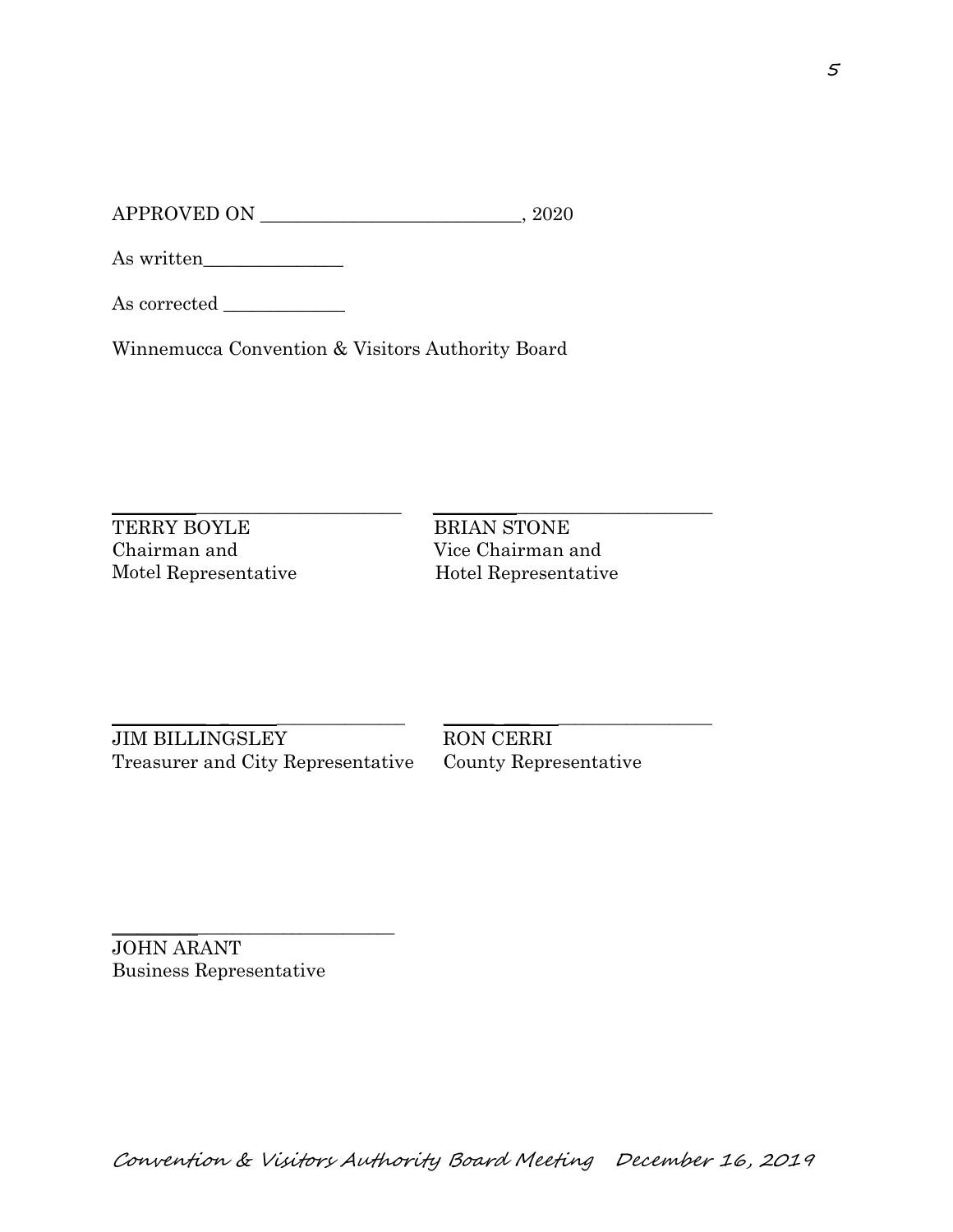APPROVED ON _____________________________, 2020

As written_______________

As corrected _____________

Winnemucca Convention & Visitors Authority Board

_________________________________

TERRY BOYLE
Chairman and
Motel Representative

_________________________________

BRIAN STONE
Vice Chairman and
Hotel Representative

_________________________________

JIM BILLINGSLEY
Treasurer and City Representative

_________________________________

RON CERRI
County Representative

_________________________________

JOHN ARANT
Business Representative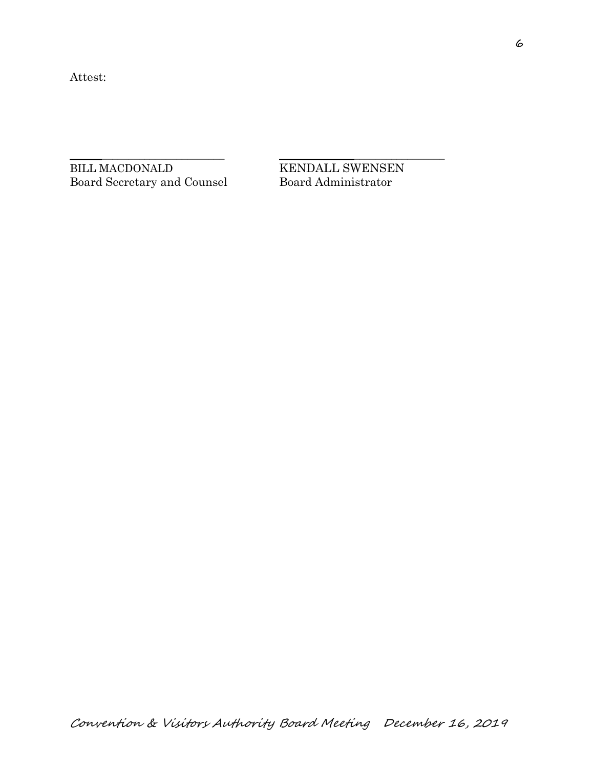Attest:

\_\_\_\_\_\_\_\_\_\_\_\_\_\_\_\_\_\_\_\_\_\_\_\_\_\_\_\_ 
BILL MACDONALD 
Board Secretary and Counsel

\_\_\_\_\_\_\_\_\_\_\_\_\_\_\_\_\_\_\_\_\_\_\_\_\_\_\_\_ 
KENDALL SWENSEN 
Board Administrator